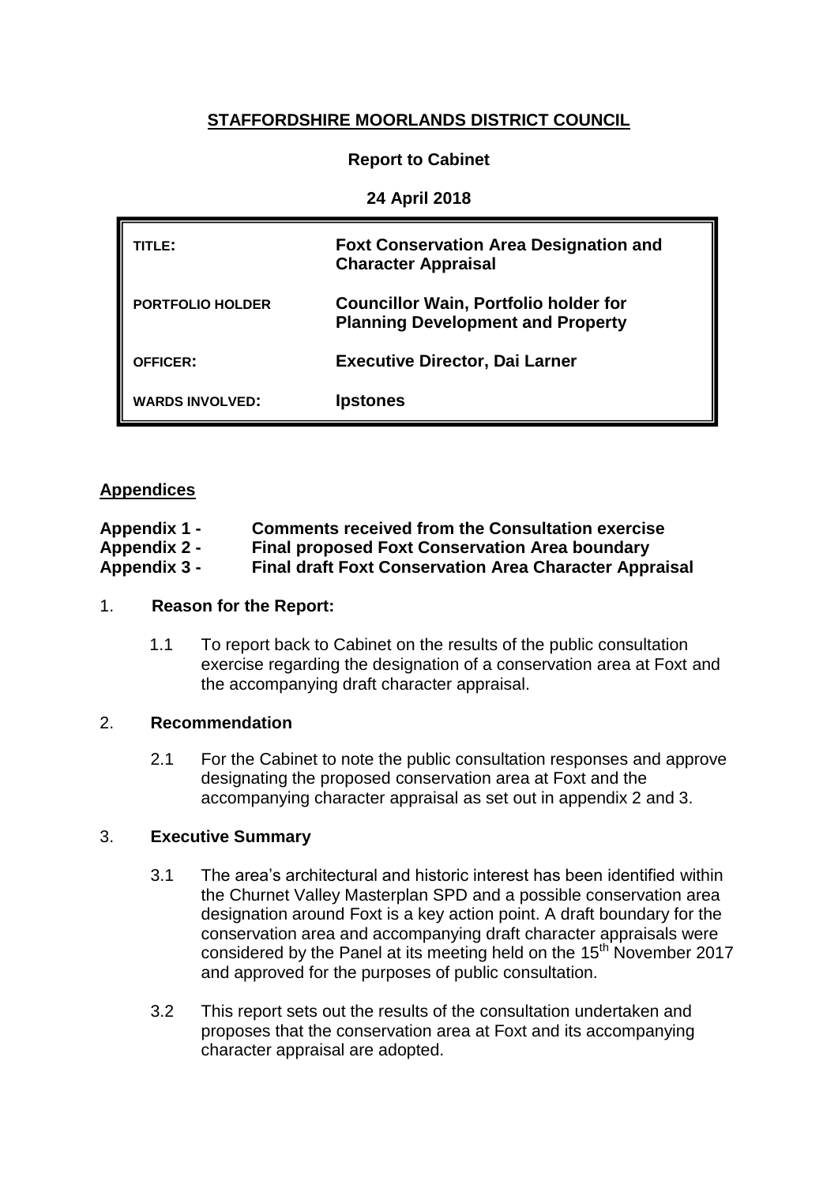# STAFFORDSHIRE MOORLANDS DISTRICT COUNCIL

**Report to Cabinet**

**24 April 2018**

| | |
|---|---|
| **TITLE:** | **Foxt Conservation Area Designation and Character Appraisal** |
| **PORTFOLIO HOLDER** | **Councillor Wain, Portfolio holder for Planning Development and Property** |
| **OFFICER:** | **Executive Director, Dai Larner** |
| **WARDS INVOLVED:** | **Ipstones** |

## Appendices

**Appendix 1 - Comments received from the Consultation exercise**
**Appendix 2 - Final proposed Foxt Conservation Area boundary**
**Appendix 3 - Final draft Foxt Conservation Area Character Appraisal**

## 1. Reason for the Report:

1.1 To report back to Cabinet on the results of the public consultation exercise regarding the designation of a conservation area at Foxt and the accompanying draft character appraisal.

## 2. Recommendation

2.1 For the Cabinet to note the public consultation responses and approve designating the proposed conservation area at Foxt and the accompanying character appraisal as set out in appendix 2 and 3.

## 3. Executive Summary

3.1 The area's architectural and historic interest has been identified within the Churnet Valley Masterplan SPD and a possible conservation area designation around Foxt is a key action point. A draft boundary for the conservation area and accompanying draft character appraisals were considered by the Panel at its meeting held on the 15th November 2017 and approved for the purposes of public consultation.

3.2 This report sets out the results of the consultation undertaken and proposes that the conservation area at Foxt and its accompanying character appraisal are adopted.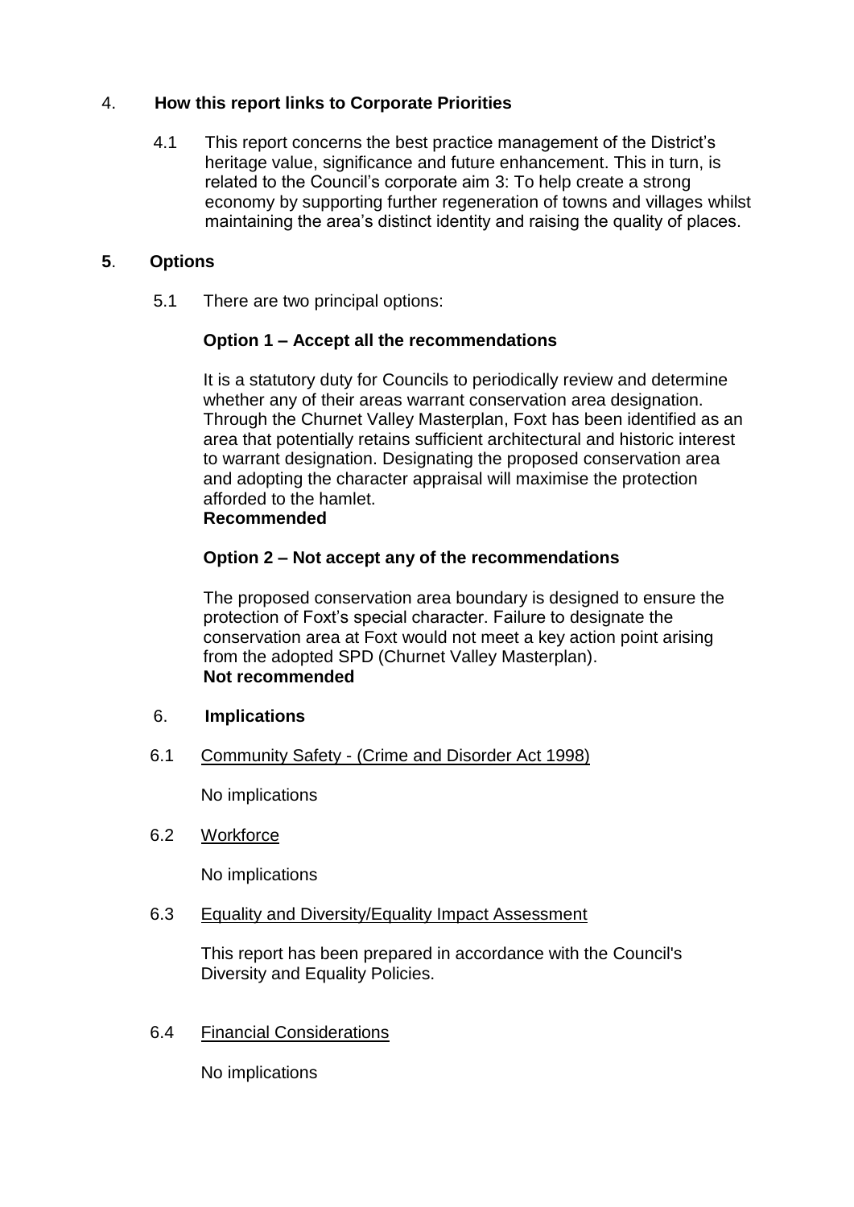## 4. How this report links to Corporate Priorities

4.1 This report concerns the best practice management of the District's heritage value, significance and future enhancement. This in turn, is related to the Council's corporate aim 3: To help create a strong economy by supporting further regeneration of towns and villages whilst maintaining the area's distinct identity and raising the quality of places.

## 5. Options

5.1 There are two principal options:

**Option 1 – Accept all the recommendations**

It is a statutory duty for Councils to periodically review and determine whether any of their areas warrant conservation area designation. Through the Churnet Valley Masterplan, Foxt has been identified as an area that potentially retains sufficient architectural and historic interest to warrant designation. Designating the proposed conservation area and adopting the character appraisal will maximise the protection afforded to the hamlet.
**Recommended**

**Option 2 – Not accept any of the recommendations**

The proposed conservation area boundary is designed to ensure the protection of Foxt's special character. Failure to designate the conservation area at Foxt would not meet a key action point arising from the adopted SPD (Churnet Valley Masterplan).
**Not recommended**

## 6. Implications

6.1 Community Safety - (Crime and Disorder Act 1998)

No implications

6.2 Workforce

No implications

6.3 Equality and Diversity/Equality Impact Assessment

This report has been prepared in accordance with the Council's Diversity and Equality Policies.

6.4 Financial Considerations

No implications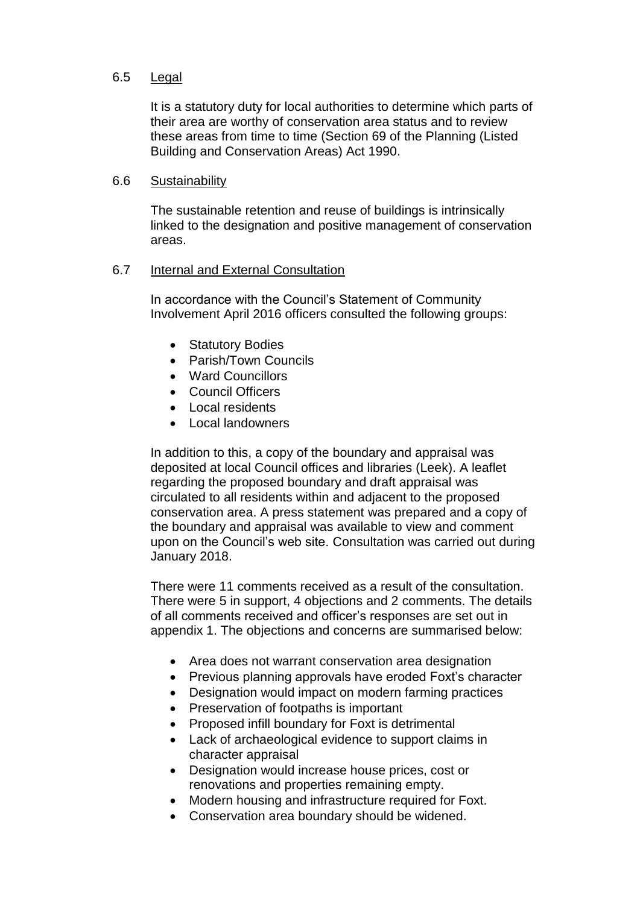### 6.5 Legal

It is a statutory duty for local authorities to determine which parts of their area are worthy of conservation area status and to review these areas from time to time (Section 69 of the Planning (Listed Building and Conservation Areas) Act 1990.

### 6.6 Sustainability

The sustainable retention and reuse of buildings is intrinsically linked to the designation and positive management of conservation areas.

### 6.7 Internal and External Consultation

In accordance with the Council's Statement of Community Involvement April 2016 officers consulted the following groups:

- Statutory Bodies
- Parish/Town Councils
- Ward Councillors
- Council Officers
- Local residents
- Local landowners

In addition to this, a copy of the boundary and appraisal was deposited at local Council offices and libraries (Leek). A leaflet regarding the proposed boundary and draft appraisal was circulated to all residents within and adjacent to the proposed conservation area. A press statement was prepared and a copy of the boundary and appraisal was available to view and comment upon on the Council's web site. Consultation was carried out during January 2018.

There were 11 comments received as a result of the consultation. There were 5 in support, 4 objections and 2 comments. The details of all comments received and officer's responses are set out in appendix 1. The objections and concerns are summarised below:

- Area does not warrant conservation area designation
- Previous planning approvals have eroded Foxt's character
- Designation would impact on modern farming practices
- Preservation of footpaths is important
- Proposed infill boundary for Foxt is detrimental
- Lack of archaeological evidence to support claims in character appraisal
- Designation would increase house prices, cost or renovations and properties remaining empty.
- Modern housing and infrastructure required for Foxt.
- Conservation area boundary should be widened.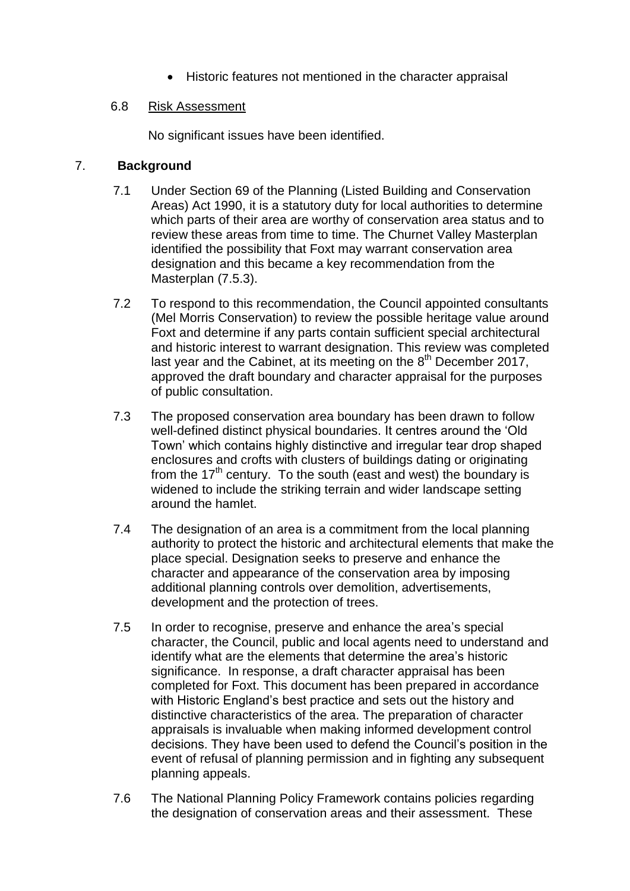- Historic features not mentioned in the character appraisal

6.8 Risk Assessment

No significant issues have been identified.

## 7. Background

7.1 Under Section 69 of the Planning (Listed Building and Conservation Areas) Act 1990, it is a statutory duty for local authorities to determine which parts of their area are worthy of conservation area status and to review these areas from time to time. The Churnet Valley Masterplan identified the possibility that Foxt may warrant conservation area designation and this became a key recommendation from the Masterplan (7.5.3).

7.2 To respond to this recommendation, the Council appointed consultants (Mel Morris Conservation) to review the possible heritage value around Foxt and determine if any parts contain sufficient special architectural and historic interest to warrant designation. This review was completed last year and the Cabinet, at its meeting on the 8th December 2017, approved the draft boundary and character appraisal for the purposes of public consultation.

7.3 The proposed conservation area boundary has been drawn to follow well-defined distinct physical boundaries. It centres around the 'Old Town' which contains highly distinctive and irregular tear drop shaped enclosures and crofts with clusters of buildings dating or originating from the 17th century. To the south (east and west) the boundary is widened to include the striking terrain and wider landscape setting around the hamlet.

7.4 The designation of an area is a commitment from the local planning authority to protect the historic and architectural elements that make the place special. Designation seeks to preserve and enhance the character and appearance of the conservation area by imposing additional planning controls over demolition, advertisements, development and the protection of trees.

7.5 In order to recognise, preserve and enhance the area's special character, the Council, public and local agents need to understand and identify what are the elements that determine the area's historic significance. In response, a draft character appraisal has been completed for Foxt. This document has been prepared in accordance with Historic England's best practice and sets out the history and distinctive characteristics of the area. The preparation of character appraisals is invaluable when making informed development control decisions. They have been used to defend the Council's position in the event of refusal of planning permission and in fighting any subsequent planning appeals.

7.6 The National Planning Policy Framework contains policies regarding the designation of conservation areas and their assessment. These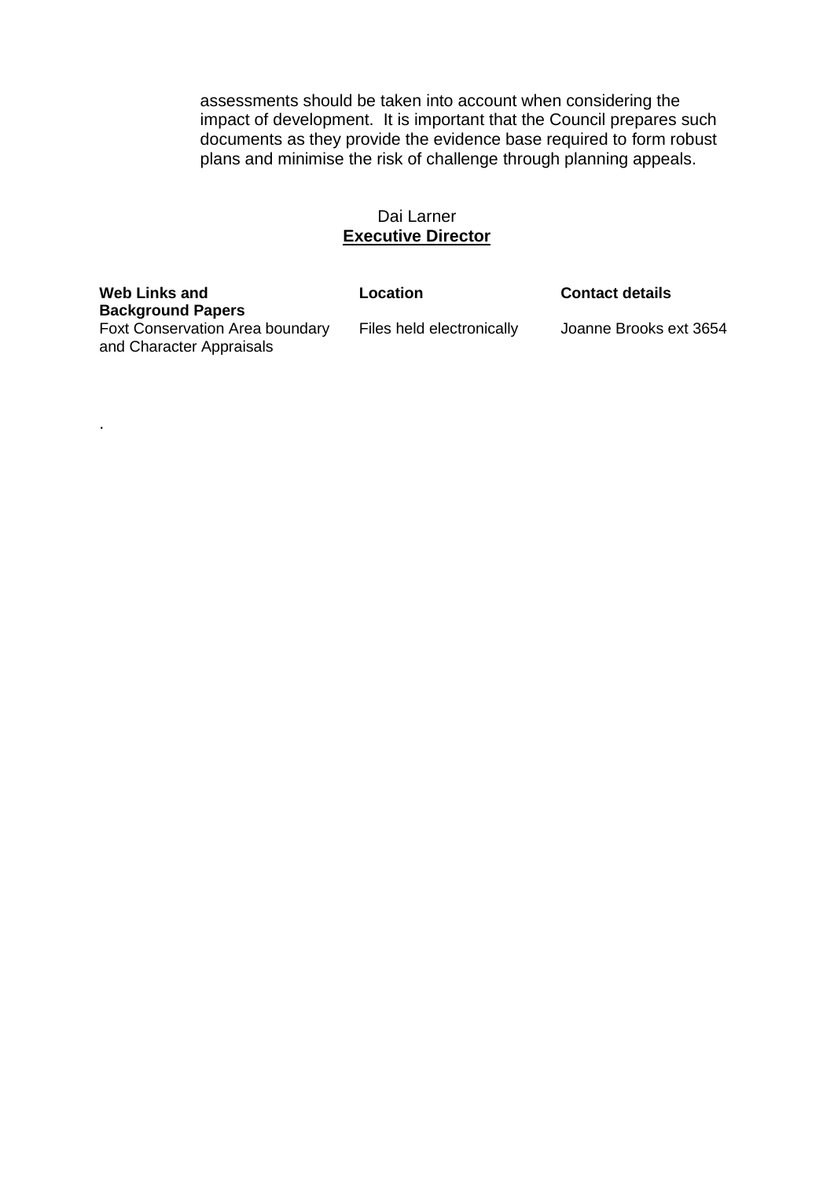assessments should be taken into account when considering the impact of development. It is important that the Council prepares such documents as they provide the evidence base required to form robust plans and minimise the risk of challenge through planning appeals.

Dai Larner
**Executive Director**

| **Web Links and Background Papers** | **Location** | **Contact details** |
| --- | --- | --- |
| Foxt Conservation Area boundary and Character Appraisals | Files held electronically | Joanne Brooks ext 3654 |

.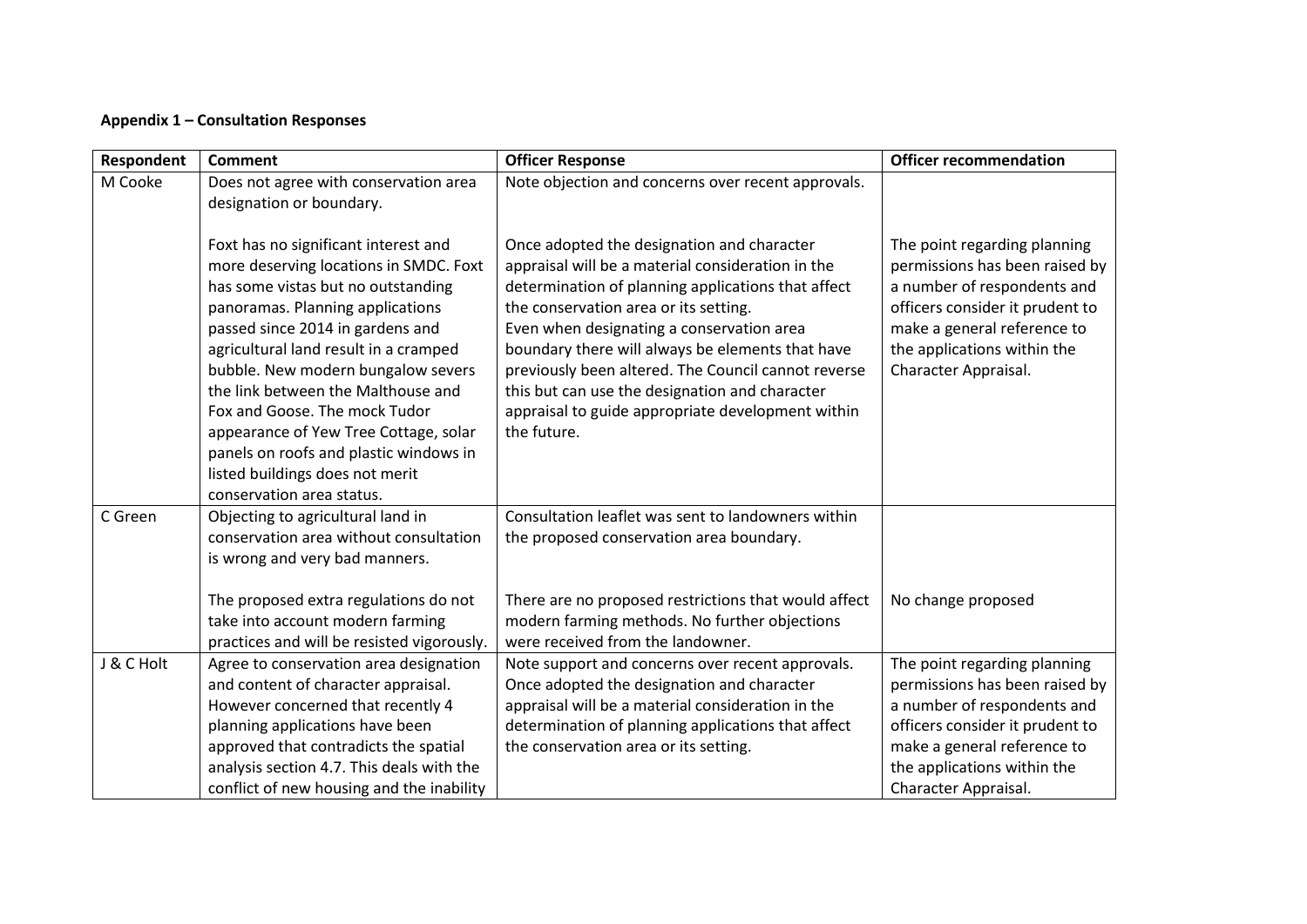**Appendix 1 – Consultation Responses**

| Respondent | Comment | Officer Response | Officer recommendation |
|---|---|---|---|
| M Cooke | Does not agree with conservation area designation or boundary.<br><br>Foxt has no significant interest and more deserving locations in SMDC. Foxt has some vistas but no outstanding panoramas. Planning applications passed since 2014 in gardens and agricultural land result in a cramped bubble. New modern bungalow severs the link between the Malthouse and Fox and Goose. The mock Tudor appearance of Yew Tree Cottage, solar panels on roofs and plastic windows in listed buildings does not merit conservation area status. | Note objection and concerns over recent approvals.<br><br>Once adopted the designation and character appraisal will be a material consideration in the determination of planning applications that affect the conservation area or its setting.<br>Even when designating a conservation area boundary there will always be elements that have previously been altered. The Council cannot reverse this but can use the designation and character appraisal to guide appropriate development within the future. | The point regarding planning permissions has been raised by a number of respondents and officers consider it prudent to make a general reference to the applications within the Character Appraisal. |
| C Green | Objecting to agricultural land in conservation area without consultation is wrong and very bad manners.<br><br>The proposed extra regulations do not take into account modern farming practices and will be resisted vigorously. | Consultation leaflet was sent to landowners within the proposed conservation area boundary.<br><br>There are no proposed restrictions that would affect modern farming methods. No further objections were received from the landowner. | No change proposed |
| J & C Holt | Agree to conservation area designation and content of character appraisal. However concerned that recently 4 planning applications have been approved that contradicts the spatial analysis section 4.7. This deals with the conflict of new housing and the inability | Note support and concerns over recent approvals. Once adopted the designation and character appraisal will be a material consideration in the determination of planning applications that affect the conservation area or its setting. | The point regarding planning permissions has been raised by a number of respondents and officers consider it prudent to make a general reference to the applications within the Character Appraisal. |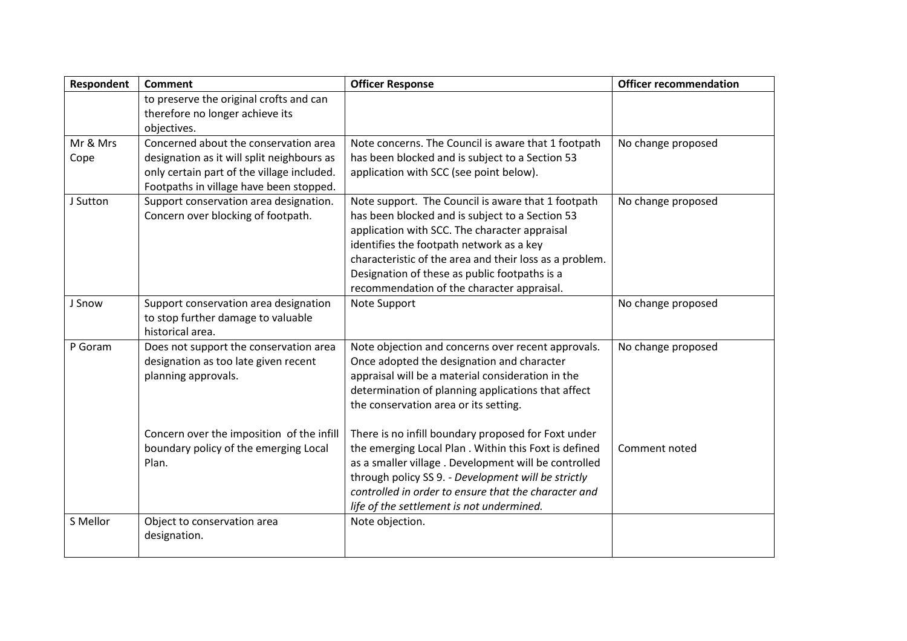| Respondent | Comment | Officer Response | Officer recommendation |
|---|---|---|---|
| | to preserve the original crofts and can therefore no longer achieve its objectives. | | |
| Mr & Mrs Cope | Concerned about the conservation area designation as it will split neighbours as only certain part of the village included. Footpaths in village have been stopped. | Note concerns. The Council is aware that 1 footpath has been blocked and is subject to a Section 53 application with SCC (see point below). | No change proposed |
| J Sutton | Support conservation area designation. Concern over blocking of footpath. | Note support. The Council is aware that 1 footpath has been blocked and is subject to a Section 53 application with SCC. The character appraisal identifies the footpath network as a key characteristic of the area and their loss as a problem. Designation of these as public footpaths is a recommendation of the character appraisal. | No change proposed |
| J Snow | Support conservation area designation to stop further damage to valuable historical area. | Note Support | No change proposed |
| P Goram | Does not support the conservation area designation as too late given recent planning approvals.<br><br>Concern over the imposition of the infill boundary policy of the emerging Local Plan. | Note objection and concerns over recent approvals. Once adopted the designation and character appraisal will be a material consideration in the determination of planning applications that affect the conservation area or its setting.<br><br>There is no infill boundary proposed for Foxt under the emerging Local Plan . Within this Foxt is defined as a smaller village . Development will be controlled through policy SS 9. - *Development will be strictly controlled in order to ensure that the character and life of the settlement is not undermined.* | No change proposed<br><br>Comment noted |
| S Mellor | Object to conservation area designation. | Note objection. | |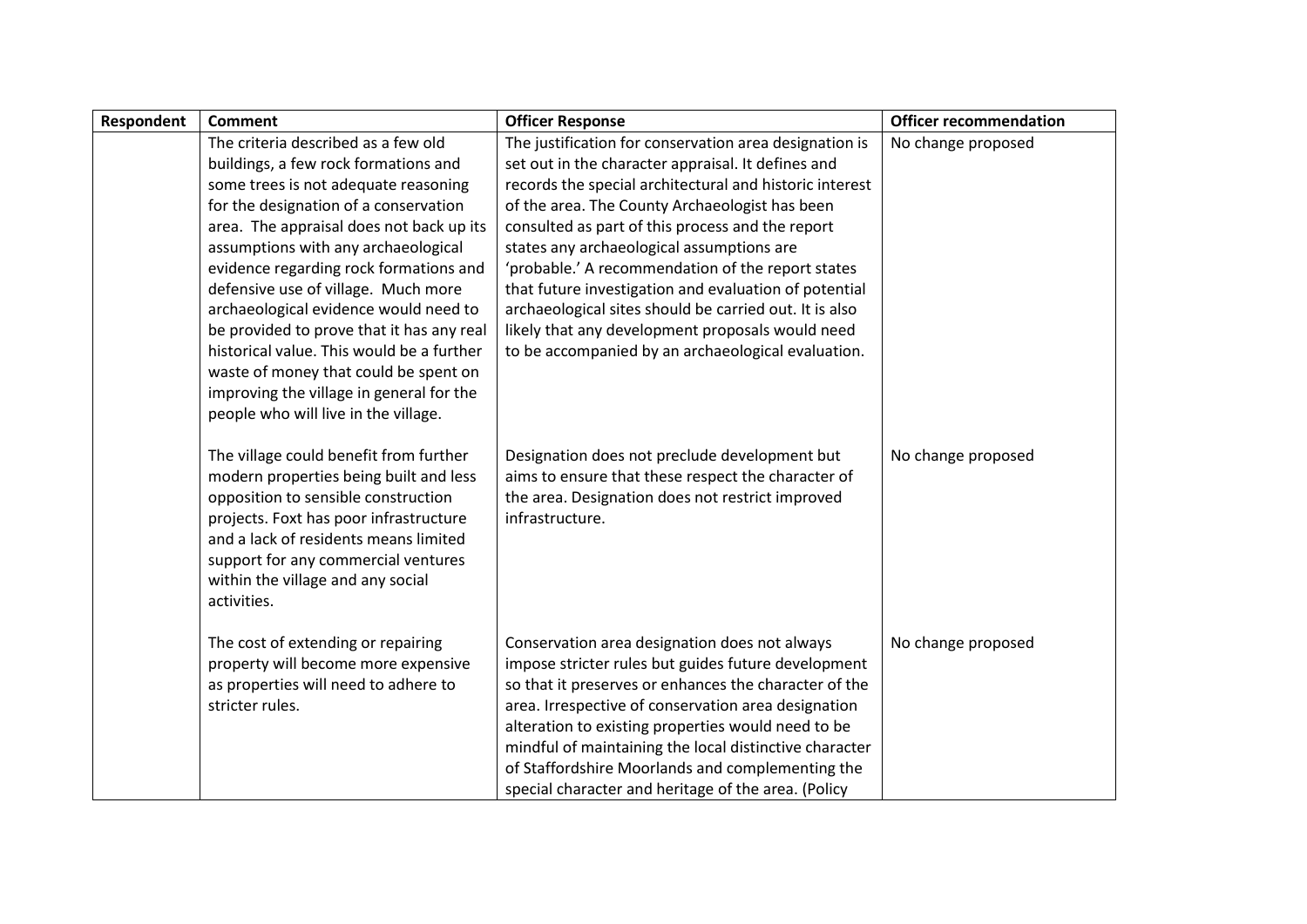| Respondent | Comment | Officer Response | Officer recommendation |
|---|---|---|---|
| | The criteria described as a few old buildings, a few rock formations and some trees is not adequate reasoning for the designation of a conservation area. The appraisal does not back up its assumptions with any archaeological evidence regarding rock formations and defensive use of village. Much more archaeological evidence would need to be provided to prove that it has any real historical value. This would be a further waste of money that could be spent on improving the village in general for the people who will live in the village. | The justification for conservation area designation is set out in the character appraisal. It defines and records the special architectural and historic interest of the area. The County Archaeologist has been consulted as part of this process and the report states any archaeological assumptions are 'probable.' A recommendation of the report states that future investigation and evaluation of potential archaeological sites should be carried out. It is also likely that any development proposals would need to be accompanied by an archaeological evaluation. | No change proposed |
| | The village could benefit from further modern properties being built and less opposition to sensible construction projects. Foxt has poor infrastructure and a lack of residents means limited support for any commercial ventures within the village and any social activities. | Designation does not preclude development but aims to ensure that these respect the character of the area. Designation does not restrict improved infrastructure. | No change proposed |
| | The cost of extending or repairing property will become more expensive as properties will need to adhere to stricter rules. | Conservation area designation does not always impose stricter rules but guides future development so that it preserves or enhances the character of the area. Irrespective of conservation area designation alteration to existing properties would need to be mindful of maintaining the local distinctive character of Staffordshire Moorlands and complementing the special character and heritage of the area. (Policy | No change proposed |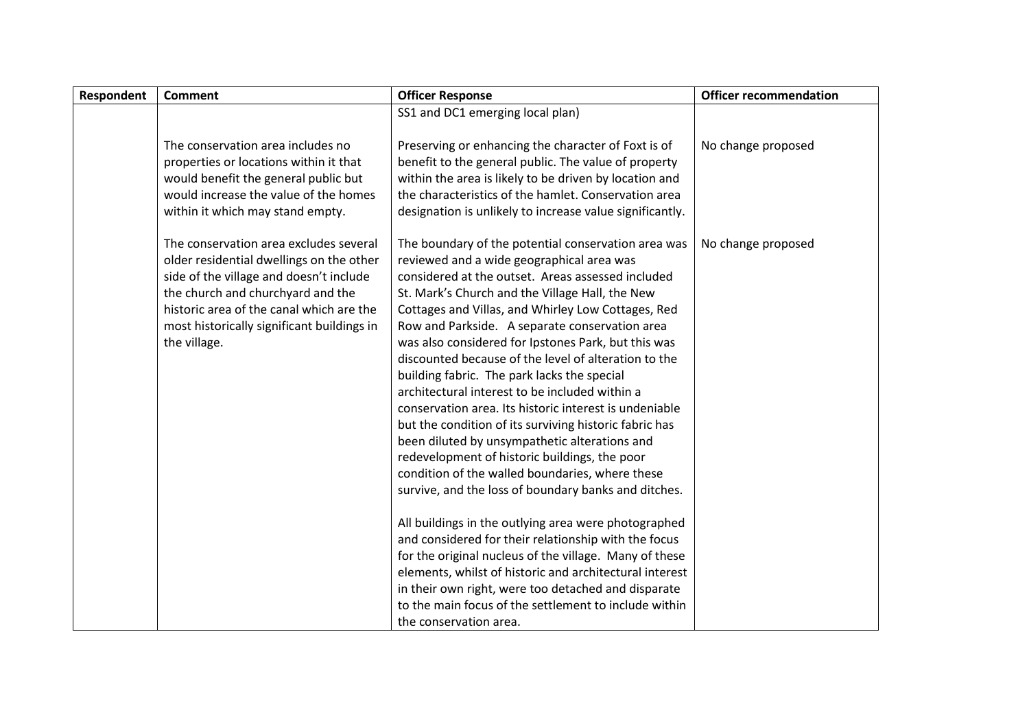| Respondent | Comment | Officer Response | Officer recommendation |
|---|---|---|---|
| | | SS1 and DC1 emerging local plan) | |
| | The conservation area includes no properties or locations within it that would benefit the general public but would increase the value of the homes within it which may stand empty. | Preserving or enhancing the character of Foxt is of benefit to the general public. The value of property within the area is likely to be driven by location and the characteristics of the hamlet. Conservation area designation is unlikely to increase value significantly. | No change proposed |
| | The conservation area excludes several older residential dwellings on the other side of the village and doesn't include the church and churchyard and the historic area of the canal which are the most historically significant buildings in the village. | The boundary of the potential conservation area was reviewed and a wide geographical area was considered at the outset. Areas assessed included St. Mark's Church and the Village Hall, the New Cottages and Villas, and Whirley Low Cottages, Red Row and Parkside. A separate conservation area was also considered for Ipstones Park, but this was discounted because of the level of alteration to the building fabric. The park lacks the special architectural interest to be included within a conservation area. Its historic interest is undeniable but the condition of its surviving historic fabric has been diluted by unsympathetic alterations and redevelopment of historic buildings, the poor condition of the walled boundaries, where these survive, and the loss of boundary banks and ditches.<br><br>All buildings in the outlying area were photographed and considered for their relationship with the focus for the original nucleus of the village. Many of these elements, whilst of historic and architectural interest in their own right, were too detached and disparate to the main focus of the settlement to include within the conservation area. | No change proposed |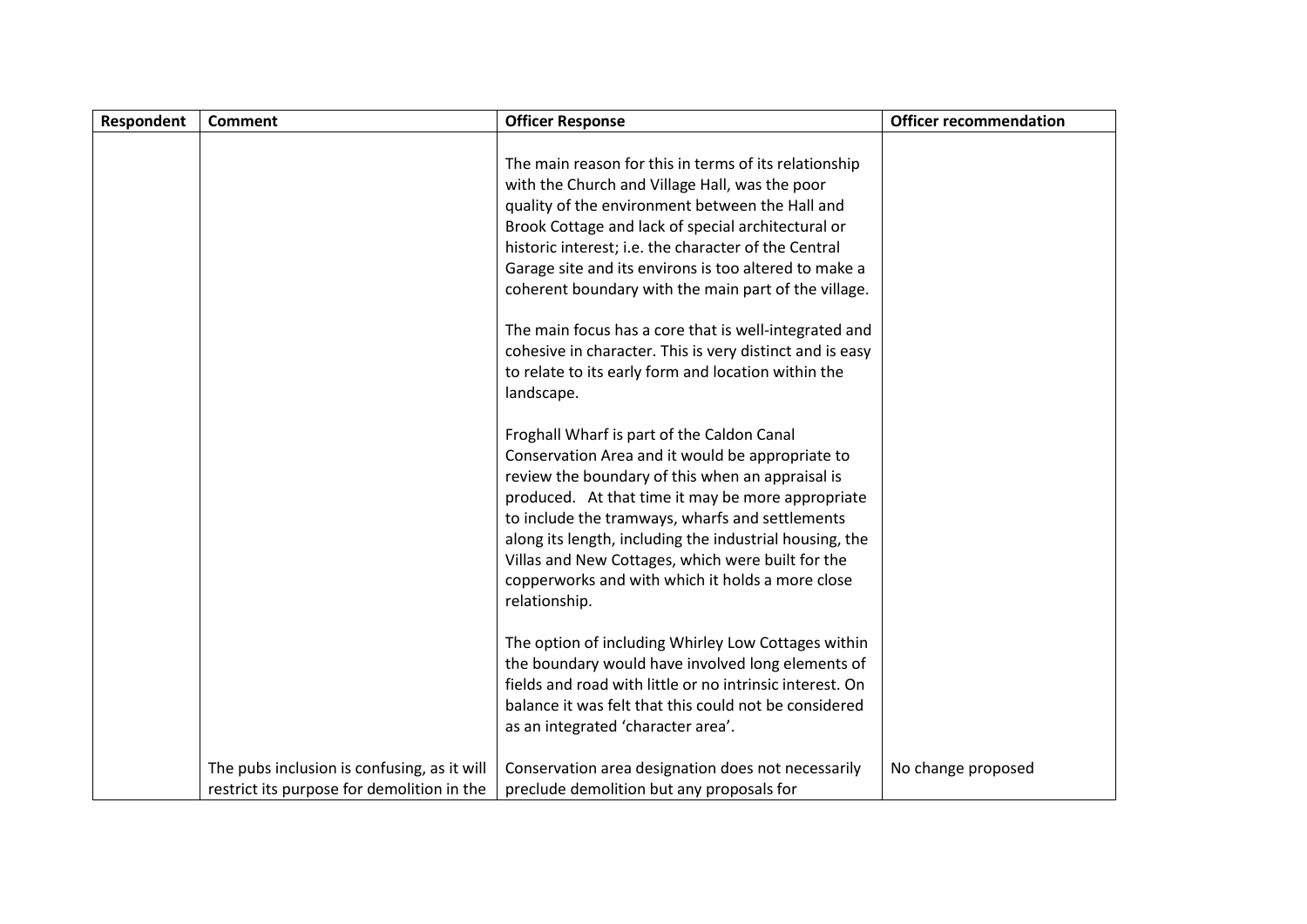| Respondent | Comment | Officer Response | Officer recommendation |
|---|---|---|---|
| | | The main reason for this in terms of its relationship with the Church and Village Hall, was the poor quality of the environment between the Hall and Brook Cottage and lack of special architectural or historic interest; i.e. the character of the Central Garage site and its environs is too altered to make a coherent boundary with the main part of the village.<br><br>The main focus has a core that is well-integrated and cohesive in character. This is very distinct and is easy to relate to its early form and location within the landscape.<br><br>Froghall Wharf is part of the Caldon Canal Conservation Area and it would be appropriate to review the boundary of this when an appraisal is produced. At that time it may be more appropriate to include the tramways, wharfs and settlements along its length, including the industrial housing, the Villas and New Cottages, which were built for the copperworks and with which it holds a more close relationship.<br><br>The option of including Whirley Low Cottages within the boundary would have involved long elements of fields and road with little or no intrinsic interest. On balance it was felt that this could not be considered as an integrated 'character area'. | |
| | The pubs inclusion is confusing, as it will restrict its purpose for demolition in the | Conservation area designation does not necessarily preclude demolition but any proposals for | No change proposed |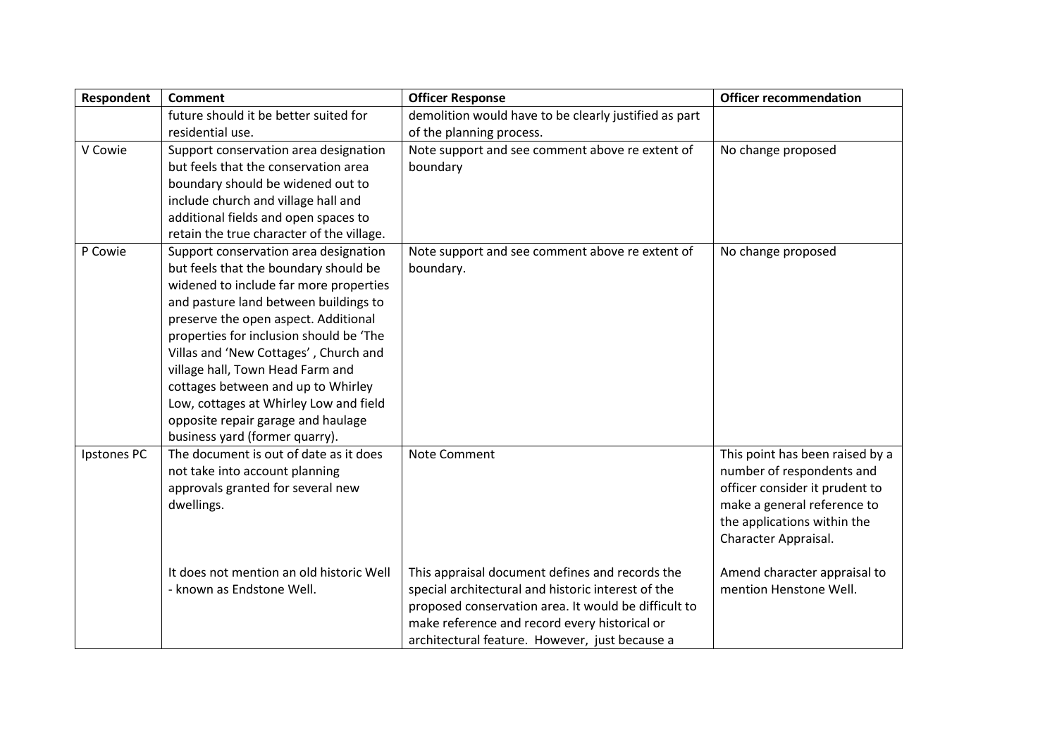| Respondent | Comment | Officer Response | Officer recommendation |
|---|---|---|---|
| | future should it be better suited for residential use. | demolition would have to be clearly justified as part of the planning process. | |
| V Cowie | Support conservation area designation but feels that the conservation area boundary should be widened out to include church and village hall and additional fields and open spaces to retain the true character of the village. | Note support and see comment above re extent of boundary | No change proposed |
| P Cowie | Support conservation area designation but feels that the boundary should be widened to include far more properties and pasture land between buildings to preserve the open aspect. Additional properties for inclusion should be 'The Villas and 'New Cottages' , Church and village hall, Town Head Farm and cottages between and up to Whirley Low, cottages at Whirley Low and field opposite repair garage and haulage business yard (former quarry). | Note support and see comment above re extent of boundary. | No change proposed |
| Ipstones PC | The document is out of date as it does not take into account planning approvals granted for several new dwellings. | Note Comment | This point has been raised by a number of respondents and officer consider it prudent to make a general reference to the applications within the Character Appraisal. |
| | It does not mention an old historic Well - known as Endstone Well. | This appraisal document defines and records the special architectural and historic interest of the proposed conservation area. It would be difficult to make reference and record every historical or architectural feature. However, just because a | Amend character appraisal to mention Henstone Well. |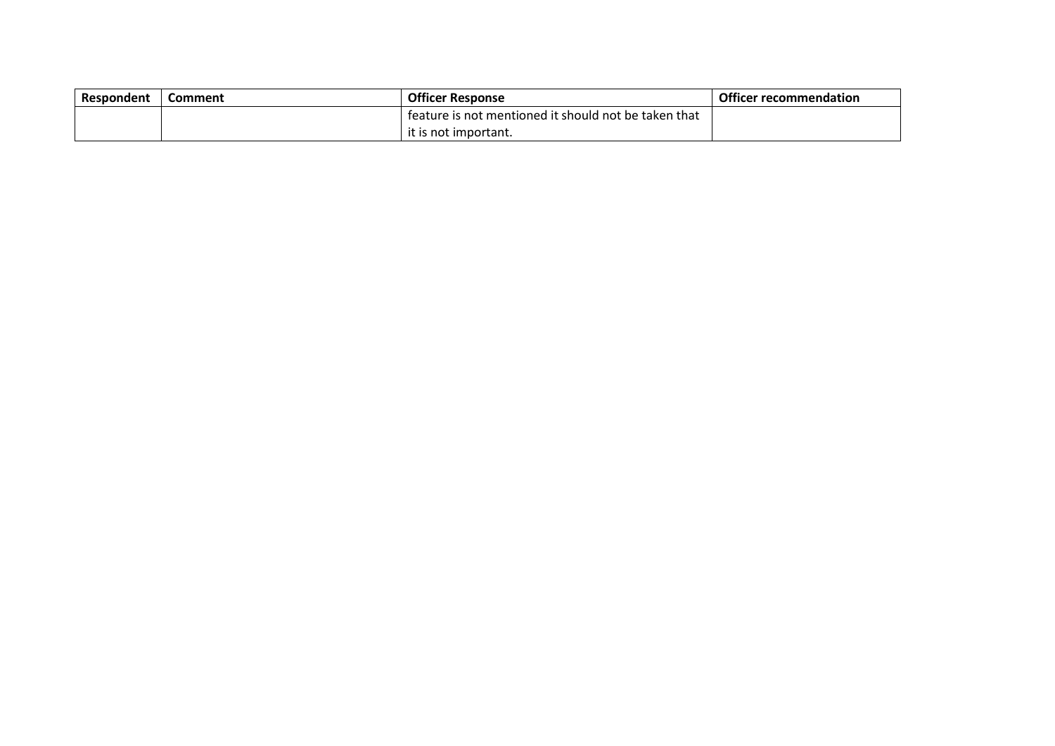| Respondent | Comment | Officer Response | Officer recommendation |
|---|---|---|---|
| | | feature is not mentioned it should not be taken that it is not important. | |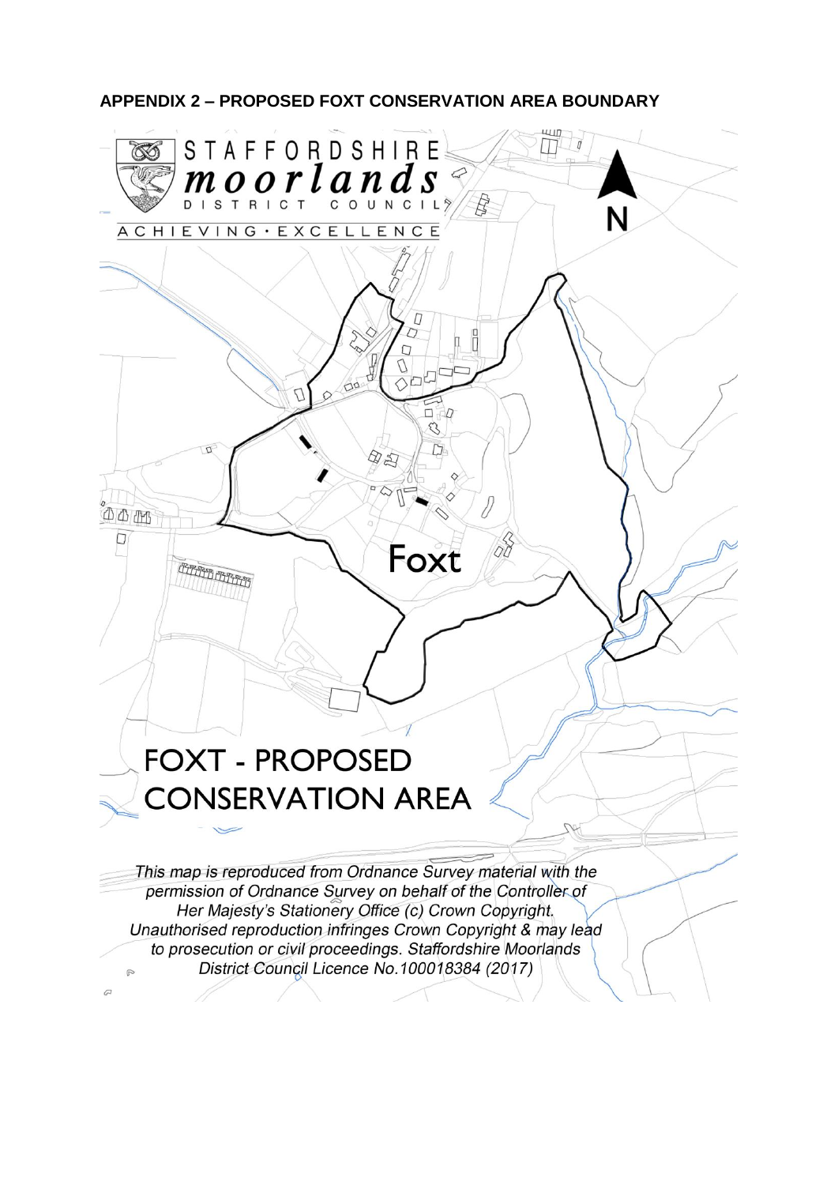**APPENDIX 2 – PROPOSED FOXT CONSERVATION AREA BOUNDARY**

STAFFORDSHIRE moorlands DISTRICT COUNCIL

ACHIEVING · EXCELLENCE

N

Foxt

FOXT - PROPOSED CONSERVATION AREA

*This map is reproduced from Ordnance Survey material with the permission of Ordnance Survey on behalf of the Controller of Her Majesty's Stationery Office (c) Crown Copyright. Unauthorised reproduction infringes Crown Copyright & may lead to prosecution or civil proceedings. Staffordshire Moorlands District Council Licence No.100018384 (2017)*